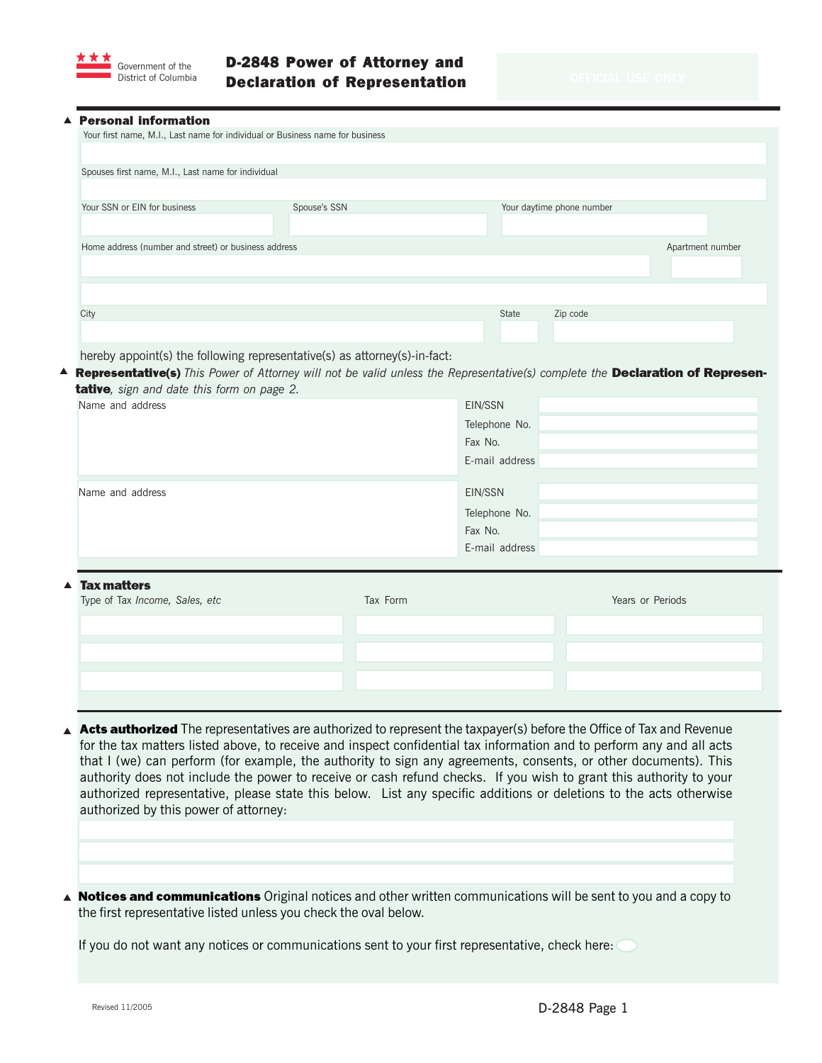Government of the District of Columbia

# D-2848 Power of Attorney and Declaration of Representation

OFFICIAL USE ONLY

## ▲ Personal information

Your first name, M.I., Last name for individual or Business name for business

Spouses first name, M.I., Last name for individual

| Your SSN or EIN for business | Spouse's SSN | Your daytime phone number |
|---|---|---|
| | | |

| Home address (number and street) or business address | Apartment number |
|---|---|
| | |

| City | State | Zip code |
|---|---|---|
| | | |

hereby appoint(s) the following representative(s) as attorney(s)-in-fact:

## ▲ Representative(s)

*This Power of Attorney will not be valid unless the Representative(s) complete the* **Declaration of Representative**, *sign and date this form on page 2.*

| Name and address | | |
|---|---|---|
| | EIN/SSN | |
| | Telephone No. | |
| | Fax No. | |
| | E-mail address | |

| Name and address | | |
|---|---|---|
| | EIN/SSN | |
| | Telephone No. | |
| | Fax No. | |
| | E-mail address | |

## ▲ Tax matters

| Type of Tax *Income, Sales, etc* | Tax Form | Years or Periods |
|---|---|---|
| | | |
| | | |
| | | |

## ▲ Acts authorized

The representatives are authorized to represent the taxpayer(s) before the Office of Tax and Revenue for the tax matters listed above, to receive and inspect confidential tax information and to perform any and all acts that I (we) can perform (for example, the authority to sign any agreements, consents, or other documents). This authority does not include the power to receive or cash refund checks. If you wish to grant this authority to your authorized representative, please state this below. List any specific additions or deletions to the acts otherwise authorized by this power of attorney:

## ▲ Notices and communications

Original notices and other written communications will be sent to you and a copy to the first representative listed unless you check the oval below.

If you do not want any notices or communications sent to your first representative, check here: ◯

Revised 11/2005

D-2848 Page 1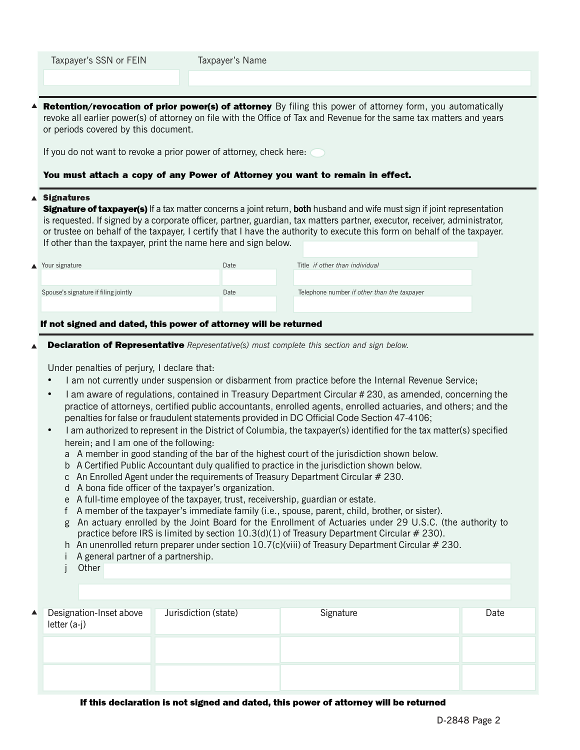| Taxpayer's SSN or FEIN | Taxpayer's Name |
|---|---|
| | |

**Retention/revocation of prior power(s) of attorney** By filing this power of attorney form, you automatically revoke all earlier power(s) of attorney on file with the Office of Tax and Revenue for the same tax matters and years or periods covered by this document.

If you do not want to revoke a prior power of attorney, check here: ○

**You must attach a copy of any Power of Attorney you want to remain in effect.**

**Signatures**

**Signature of taxpayer(s)** If a tax matter concerns a joint return, **both** husband and wife must sign if joint representation is requested. If signed by a corporate officer, partner, guardian, tax matters partner, executor, receiver, administrator, or trustee on behalf of the taxpayer, I certify that I have the authority to execute this form on behalf of the taxpayer. If other than the taxpayer, print the name here and sign below.

| Your signature | Date | Title *if other than individual* |
|---|---|---|
| | | |
| **Spouse's signature if filing jointly** | **Date** | **Telephone number** *if other than the taxpayer* |
| | | |

**If not signed and dated, this power of attorney will be returned**

**Declaration of Representative** *Representative(s) must complete this section and sign below.*

Under penalties of perjury, I declare that:

- I am not currently under suspension or disbarment from practice before the Internal Revenue Service;
- I am aware of regulations, contained in Treasury Department Circular # 230, as amended, concerning the practice of attorneys, certified public accountants, enrolled agents, enrolled actuaries, and others; and the penalties for false or fraudulent statements provided in DC Official Code Section 47-4106;
- I am authorized to represent in the District of Columbia, the taxpayer(s) identified for the tax matter(s) specified herein; and I am one of the following:
  - a A member in good standing of the bar of the highest court of the jurisdiction shown below.
  - b A Certified Public Accountant duly qualified to practice in the jurisdiction shown below.
  - c An Enrolled Agent under the requirements of Treasury Department Circular # 230.
  - d A bona fide officer of the taxpayer's organization.
  - e A full-time employee of the taxpayer, trust, receivership, guardian or estate.
  - f A member of the taxpayer's immediate family (i.e., spouse, parent, child, brother, or sister).
  - g An actuary enrolled by the Joint Board for the Enrollment of Actuaries under 29 U.S.C. (the authority to practice before IRS is limited by section 10.3(d)(1) of Treasury Department Circular # 230).
  - h An unenrolled return preparer under section 10.7(c)(viii) of Treasury Department Circular # 230.
  - i A general partner of a partnership.
  - j Other

| Designation-Inset above letter (a-j) | Jurisdiction (state) | Signature | Date |
|---|---|---|---|
| | | | |
| | | | |

**If this declaration is not signed and dated, this power of attorney will be returned**

D-2848 Page 2